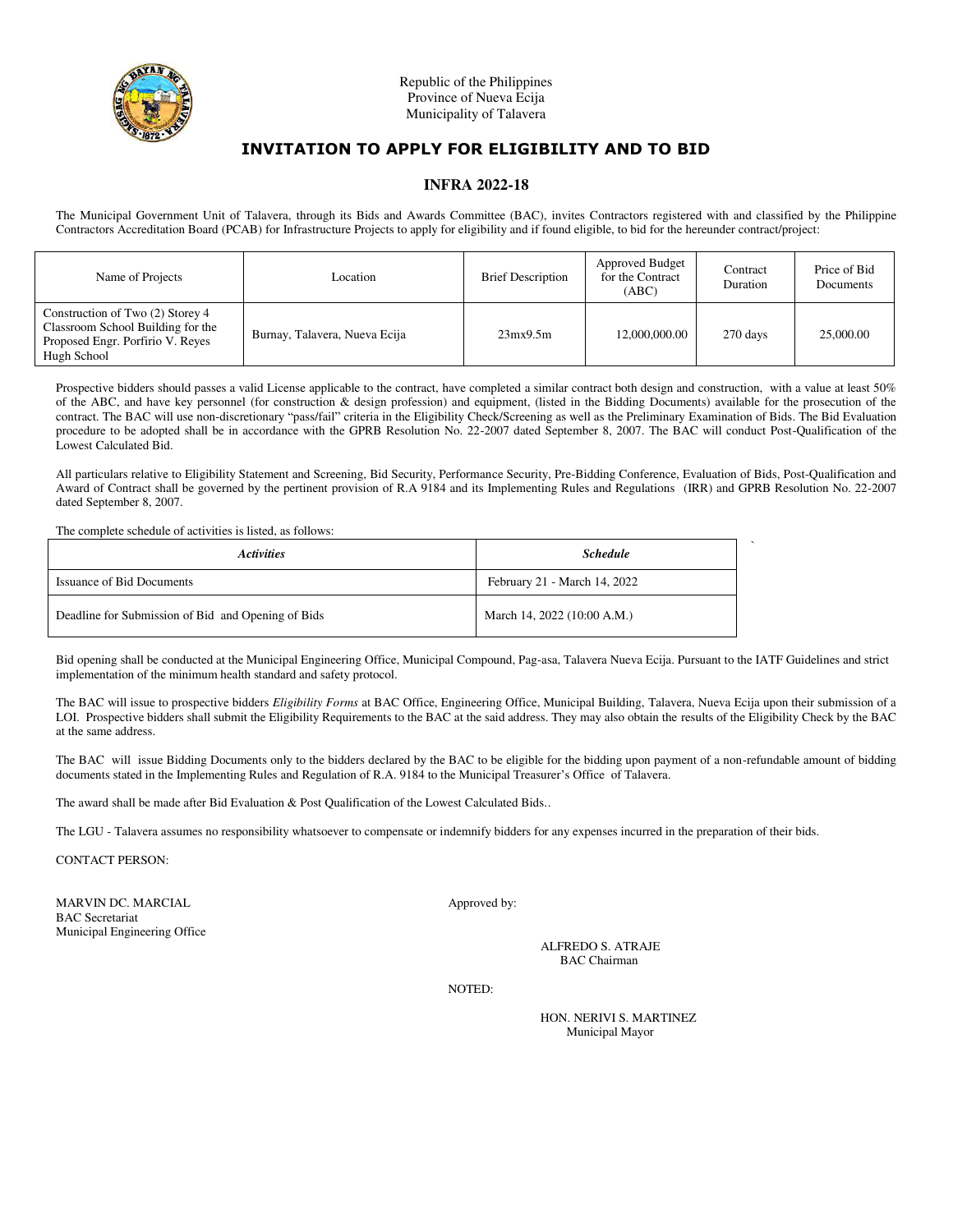Republic of the Philippines
Province of Nueva Ecija
Municipality of Talavera

# INVITATION TO APPLY FOR ELIGIBILITY AND TO BID

## INFRA 2022-18

The Municipal Government Unit of Talavera, through its Bids and Awards Committee (BAC), invites Contractors registered with and classified by the Philippine Contractors Accreditation Board (PCAB) for Infrastructure Projects to apply for eligibility and if found eligible, to bid for the hereunder contract/project:

| Name of Projects | Location | Brief Description | Approved Budget for the Contract (ABC) | Contract Duration | Price of Bid Documents |
|---|---|---|---|---|---|
| Construction of Two (2) Storey 4 Classroom School Building for the Proposed Engr. Porfirio V. Reyes Hugh School | Burnay, Talavera, Nueva Ecija | 23mx9.5m | 12,000,000.00 | 270 days | 25,000.00 |

Prospective bidders should passes a valid License applicable to the contract, have completed a similar contract both design and construction, with a value at least 50% of the ABC, and have key personnel (for construction & design profession) and equipment, (listed in the Bidding Documents) available for the prosecution of the contract. The BAC will use non-discretionary "pass/fail" criteria in the Eligibility Check/Screening as well as the Preliminary Examination of Bids. The Bid Evaluation procedure to be adopted shall be in accordance with the GPRB Resolution No. 22-2007 dated September 8, 2007. The BAC will conduct Post-Qualification of the Lowest Calculated Bid.

All particulars relative to Eligibility Statement and Screening, Bid Security, Performance Security, Pre-Bidding Conference, Evaluation of Bids, Post-Qualification and Award of Contract shall be governed by the pertinent provision of R.A 9184 and its Implementing Rules and Regulations (IRR) and GPRB Resolution No. 22-2007 dated September 8, 2007.

The complete schedule of activities is listed, as follows:

| *Activities* | *Schedule* |
|---|---|
| Issuance of Bid Documents | February 21 - March 14, 2022 |
| Deadline for Submission of Bid and Opening of Bids | March 14, 2022 (10:00 A.M.) |

Bid opening shall be conducted at the Municipal Engineering Office, Municipal Compound, Pag-asa, Talavera Nueva Ecija. Pursuant to the IATF Guidelines and strict implementation of the minimum health standard and safety protocol.

The BAC will issue to prospective bidders *Eligibility Forms* at BAC Office, Engineering Office, Municipal Building, Talavera, Nueva Ecija upon their submission of a LOI. Prospective bidders shall submit the Eligibility Requirements to the BAC at the said address. They may also obtain the results of the Eligibility Check by the BAC at the same address.

The BAC will issue Bidding Documents only to the bidders declared by the BAC to be eligible for the bidding upon payment of a non-refundable amount of bidding documents stated in the Implementing Rules and Regulation of R.A. 9184 to the Municipal Treasurer's Office of Talavera.

The award shall be made after Bid Evaluation & Post Qualification of the Lowest Calculated Bids..

The LGU - Talavera assumes no responsibility whatsoever to compensate or indemnify bidders for any expenses incurred in the preparation of their bids.

CONTACT PERSON:

MARVIN DC. MARCIAL
BAC Secretariat
Municipal Engineering Office

Approved by:

ALFREDO S. ATRAJE
BAC Chairman

NOTED:

HON. NERIVI S. MARTINEZ
Municipal Mayor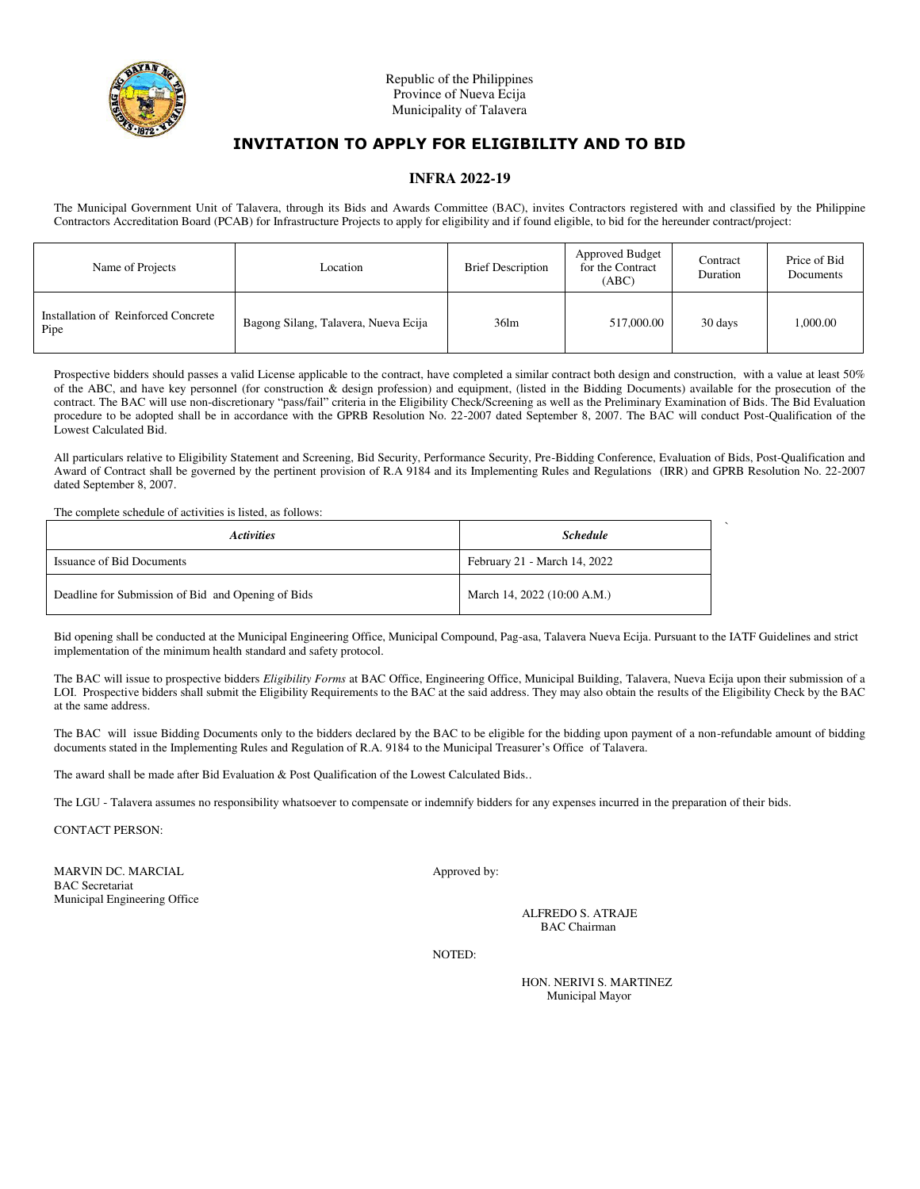Republic of the Philippines
Province of Nueva Ecija
Municipality of Talavera

# INVITATION TO APPLY FOR ELIGIBILITY AND TO BID

## INFRA 2022-19

The Municipal Government Unit of Talavera, through its Bids and Awards Committee (BAC), invites Contractors registered with and classified by the Philippine Contractors Accreditation Board (PCAB) for Infrastructure Projects to apply for eligibility and if found eligible, to bid for the hereunder contract/project:

| Name of Projects | Location | Brief Description | Approved Budget for the Contract (ABC) | Contract Duration | Price of Bid Documents |
|---|---|---|---|---|---|
| Installation of Reinforced Concrete Pipe | Bagong Silang, Talavera, Nueva Ecija | 36lm | 517,000.00 | 30 days | 1,000.00 |

Prospective bidders should passes a valid License applicable to the contract, have completed a similar contract both design and construction, with a value at least 50% of the ABC, and have key personnel (for construction & design profession) and equipment, (listed in the Bidding Documents) available for the prosecution of the contract. The BAC will use non-discretionary "pass/fail" criteria in the Eligibility Check/Screening as well as the Preliminary Examination of Bids. The Bid Evaluation procedure to be adopted shall be in accordance with the GPRB Resolution No. 22-2007 dated September 8, 2007. The BAC will conduct Post-Qualification of the Lowest Calculated Bid.

All particulars relative to Eligibility Statement and Screening, Bid Security, Performance Security, Pre-Bidding Conference, Evaluation of Bids, Post-Qualification and Award of Contract shall be governed by the pertinent provision of R.A 9184 and its Implementing Rules and Regulations (IRR) and GPRB Resolution No. 22-2007 dated September 8, 2007.

The complete schedule of activities is listed, as follows:

| *Activities* | *Schedule* |
|---|---|
| Issuance of Bid Documents | February 21 - March 14, 2022 |
| Deadline for Submission of Bid and Opening of Bids | March 14, 2022 (10:00 A.M.) |

Bid opening shall be conducted at the Municipal Engineering Office, Municipal Compound, Pag-asa, Talavera Nueva Ecija. Pursuant to the IATF Guidelines and strict implementation of the minimum health standard and safety protocol.

The BAC will issue to prospective bidders *Eligibility Forms* at BAC Office, Engineering Office, Municipal Building, Talavera, Nueva Ecija upon their submission of a LOI. Prospective bidders shall submit the Eligibility Requirements to the BAC at the said address. They may also obtain the results of the Eligibility Check by the BAC at the same address.

The BAC will issue Bidding Documents only to the bidders declared by the BAC to be eligible for the bidding upon payment of a non-refundable amount of bidding documents stated in the Implementing Rules and Regulation of R.A. 9184 to the Municipal Treasurer's Office of Talavera.

The award shall be made after Bid Evaluation & Post Qualification of the Lowest Calculated Bids..

The LGU - Talavera assumes no responsibility whatsoever to compensate or indemnify bidders for any expenses incurred in the preparation of their bids.

CONTACT PERSON:

MARVIN DC. MARCIAL
BAC Secretariat
Municipal Engineering Office

Approved by:

ALFREDO S. ATRAJE
BAC Chairman

NOTED:

HON. NERIVI S. MARTINEZ
Municipal Mayor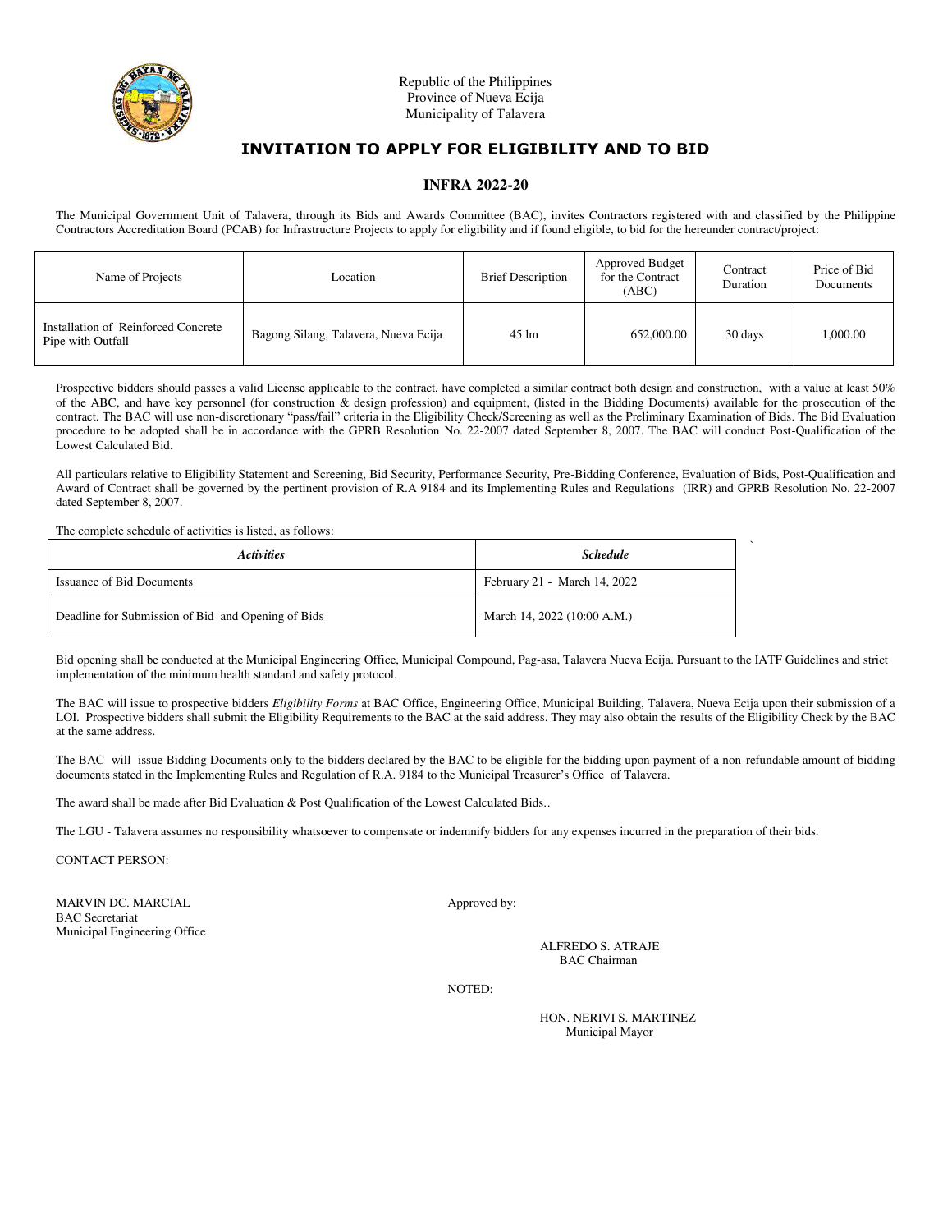Republic of the Philippines
Province of Nueva Ecija
Municipality of Talavera

# INVITATION TO APPLY FOR ELIGIBILITY AND TO BID

## INFRA 2022-20

The Municipal Government Unit of Talavera, through its Bids and Awards Committee (BAC), invites Contractors registered with and classified by the Philippine Contractors Accreditation Board (PCAB) for Infrastructure Projects to apply for eligibility and if found eligible, to bid for the hereunder contract/project:

| Name of Projects | Location | Brief Description | Approved Budget for the Contract (ABC) | Contract Duration | Price of Bid Documents |
|---|---|---|---|---|---|
| Installation of Reinforced Concrete Pipe with Outfall | Bagong Silang, Talavera, Nueva Ecija | 45 lm | 652,000.00 | 30 days | 1,000.00 |

Prospective bidders should passes a valid License applicable to the contract, have completed a similar contract both design and construction, with a value at least 50% of the ABC, and have key personnel (for construction & design profession) and equipment, (listed in the Bidding Documents) available for the prosecution of the contract. The BAC will use non-discretionary "pass/fail" criteria in the Eligibility Check/Screening as well as the Preliminary Examination of Bids. The Bid Evaluation procedure to be adopted shall be in accordance with the GPRB Resolution No. 22-2007 dated September 8, 2007. The BAC will conduct Post-Qualification of the Lowest Calculated Bid.

All particulars relative to Eligibility Statement and Screening, Bid Security, Performance Security, Pre-Bidding Conference, Evaluation of Bids, Post-Qualification and Award of Contract shall be governed by the pertinent provision of R.A 9184 and its Implementing Rules and Regulations (IRR) and GPRB Resolution No. 22-2007 dated September 8, 2007.

The complete schedule of activities is listed, as follows:

| *Activities* | *Schedule* |
|---|---|
| Issuance of Bid Documents | February 21 - March 14, 2022 |
| Deadline for Submission of Bid and Opening of Bids | March 14, 2022 (10:00 A.M.) |

Bid opening shall be conducted at the Municipal Engineering Office, Municipal Compound, Pag-asa, Talavera Nueva Ecija. Pursuant to the IATF Guidelines and strict implementation of the minimum health standard and safety protocol.

The BAC will issue to prospective bidders *Eligibility Forms* at BAC Office, Engineering Office, Municipal Building, Talavera, Nueva Ecija upon their submission of a LOI. Prospective bidders shall submit the Eligibility Requirements to the BAC at the said address. They may also obtain the results of the Eligibility Check by the BAC at the same address.

The BAC will issue Bidding Documents only to the bidders declared by the BAC to be eligible for the bidding upon payment of a non-refundable amount of bidding documents stated in the Implementing Rules and Regulation of R.A. 9184 to the Municipal Treasurer's Office of Talavera.

The award shall be made after Bid Evaluation & Post Qualification of the Lowest Calculated Bids..

The LGU - Talavera assumes no responsibility whatsoever to compensate or indemnify bidders for any expenses incurred in the preparation of their bids.

CONTACT PERSON:

MARVIN DC. MARCIAL
BAC Secretariat
Municipal Engineering Office

Approved by:

ALFREDO S. ATRAJE
BAC Chairman

NOTED:

HON. NERIVI S. MARTINEZ
Municipal Mayor